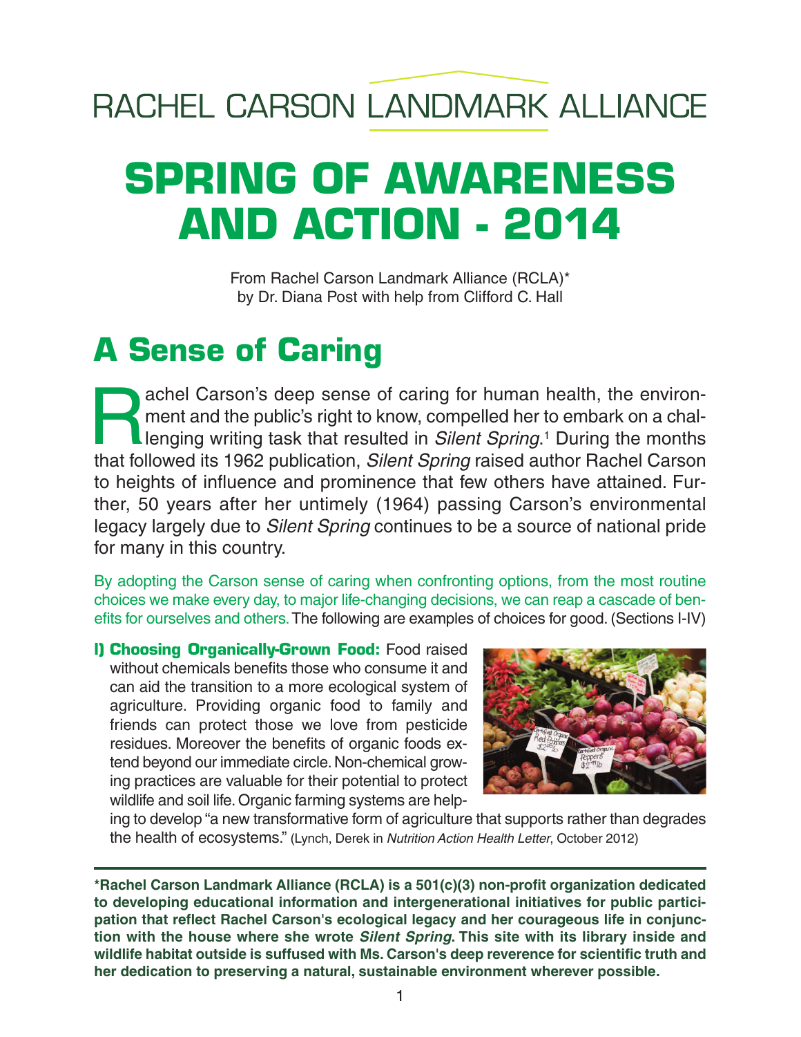RACHEL CARSON LANDMARK ALLIANCE

# SPRING OF AWARENESS AND ACTION - 2014

From Rachel Carson Landmark Alliance (RCLA)*
by Dr. Diana Post with help from Clifford C. Hall

## A Sense of Caring

Rachel Carson's deep sense of caring for human health, the environment and the public's right to know, compelled her to embark on a challenging writing task that resulted in *Silent Spring*.[1] During the months that followed its 1962 publication, *Silent Spring* raised author Rachel Carson to heights of influence and prominence that few others have attained. Further, 50 years after her untimely (1964) passing Carson's environmental legacy largely due to *Silent Spring* continues to be a source of national pride for many in this country.

By adopting the Carson sense of caring when confronting options, from the most routine choices we make every day, to major life-changing decisions, we can reap a cascade of benefits for ourselves and others. The following are examples of choices for good. (Sections I-IV)

**I) Choosing Organically-Grown Food:** Food raised without chemicals benefits those who consume it and can aid the transition to a more ecological system of agriculture. Providing organic food to family and friends can protect those we love from pesticide residues. Moreover the benefits of organic foods extend beyond our immediate circle. Non-chemical growing practices are valuable for their potential to protect wildlife and soil life. Organic farming systems are helping to develop "a new transformative form of agriculture that supports rather than degrades the health of ecosystems." (Lynch, Derek in *Nutrition Action Health Letter*, October 2012)

**\*Rachel Carson Landmark Alliance (RCLA) is a 501(c)(3) non-profit organization dedicated to developing educational information and intergenerational initiatives for public participation that reflect Rachel Carson's ecological legacy and her courageous life in conjunction with the house where she wrote *Silent Spring*. This site with its library inside and wildlife habitat outside is suffused with Ms. Carson's deep reverence for scientific truth and her dedication to preserving a natural, sustainable environment wherever possible.**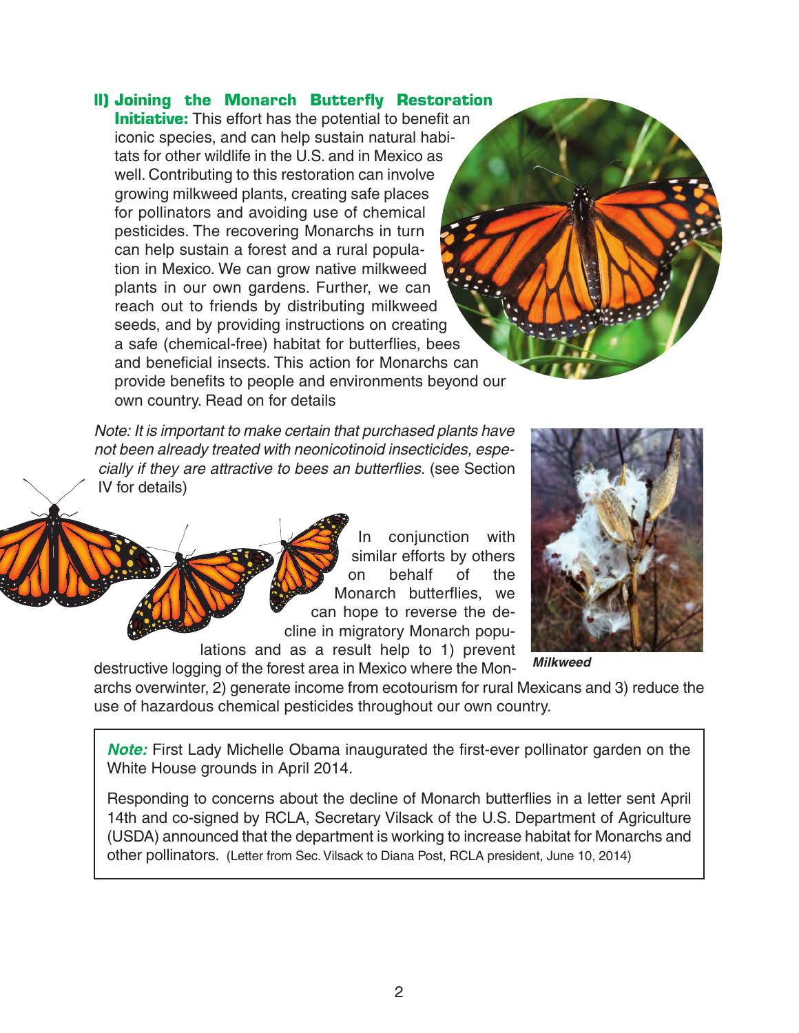## II) Joining the Monarch Butterfly Restoration Initiative:

**Initiative:** This effort has the potential to benefit an iconic species, and can help sustain natural habitats for other wildlife in the U.S. and in Mexico as well. Contributing to this restoration can involve growing milkweed plants, creating safe places for pollinators and avoiding use of chemical pesticides. The recovering Monarchs in turn can help sustain a forest and a rural population in Mexico. We can grow native milkweed plants in our own gardens. Further, we can reach out to friends by distributing milkweed seeds, and by providing instructions on creating a safe (chemical-free) habitat for butterflies, bees and beneficial insects. This action for Monarchs can provide benefits to people and environments beyond our own country. Read on for details

*Note: It is important to make certain that purchased plants have not been already treated with neonicotinoid insecticides, especially if they are attractive to bees an butterflies.* (see Section IV for details)

In conjunction with similar efforts by others on behalf of the Monarch butterflies, we can hope to reverse the decline in migratory Monarch populations and as a result help to 1) prevent destructive logging of the forest area in Mexico where the Monarchs overwinter, 2) generate income from ecotourism for rural Mexicans and 3) reduce the use of hazardous chemical pesticides throughout our own country.

***Milkweed***

> ***Note:*** First Lady Michelle Obama inaugurated the first-ever pollinator garden on the White House grounds in April 2014.
>
> Responding to concerns about the decline of Monarch butterflies in a letter sent April 14th and co-signed by RCLA, Secretary Vilsack of the U.S. Department of Agriculture (USDA) announced that the department is working to increase habitat for Monarchs and other pollinators. (Letter from Sec. Vilsack to Diana Post, RCLA president, June 10, 2014)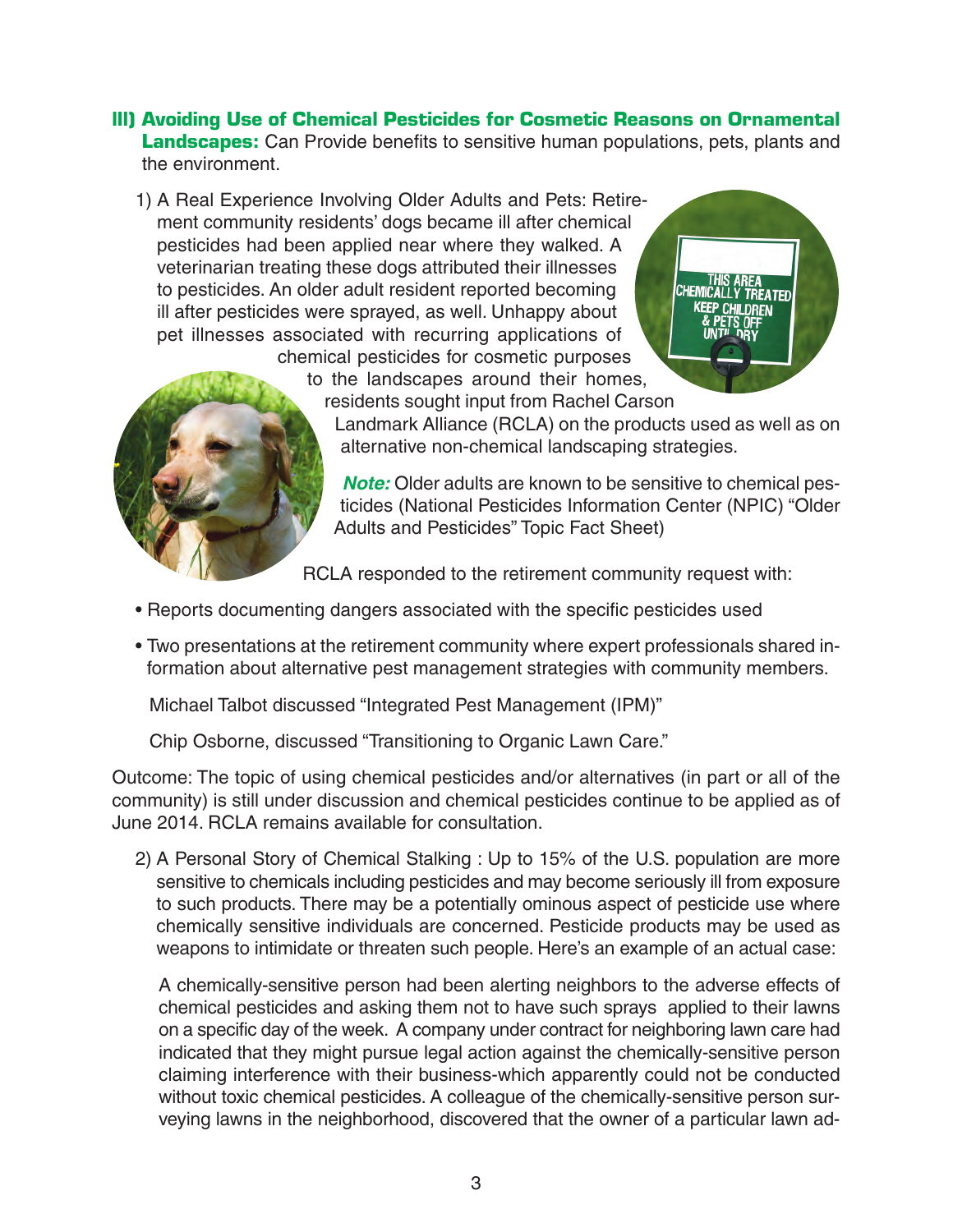**III) Avoiding Use of Chemical Pesticides for Cosmetic Reasons on Ornamental Landscapes:** Can Provide benefits to sensitive human populations, pets, plants and the environment.

1) A Real Experience Involving Older Adults and Pets: Retirement community residents' dogs became ill after chemical pesticides had been applied near where they walked. A veterinarian treating these dogs attributed their illnesses to pesticides. An older adult resident reported becoming ill after pesticides were sprayed, as well. Unhappy about pet illnesses associated with recurring applications of chemical pesticides for cosmetic purposes to the landscapes around their homes, residents sought input from Rachel Carson Landmark Alliance (RCLA) on the products used as well as on alternative non-chemical landscaping strategies.

***Note:*** Older adults are known to be sensitive to chemical pesticides (National Pesticides Information Center (NPIC) "Older Adults and Pesticides" Topic Fact Sheet)

RCLA responded to the retirement community request with:

- Reports documenting dangers associated with the specific pesticides used
- Two presentations at the retirement community where expert professionals shared information about alternative pest management strategies with community members.

Michael Talbot discussed "Integrated Pest Management (IPM)"

Chip Osborne, discussed "Transitioning to Organic Lawn Care."

Outcome: The topic of using chemical pesticides and/or alternatives (in part or all of the community) is still under discussion and chemical pesticides continue to be applied as of June 2014. RCLA remains available for consultation.

2) A Personal Story of Chemical Stalking : Up to 15% of the U.S. population are more sensitive to chemicals including pesticides and may become seriously ill from exposure to such products. There may be a potentially ominous aspect of pesticide use where chemically sensitive individuals are concerned. Pesticide products may be used as weapons to intimidate or threaten such people. Here's an example of an actual case:

A chemically-sensitive person had been alerting neighbors to the adverse effects of chemical pesticides and asking them not to have such sprays applied to their lawns on a specific day of the week. A company under contract for neighboring lawn care had indicated that they might pursue legal action against the chemically-sensitive person claiming interference with their business-which apparently could not be conducted without toxic chemical pesticides. A colleague of the chemically-sensitive person surveying lawns in the neighborhood, discovered that the owner of a particular lawn ad-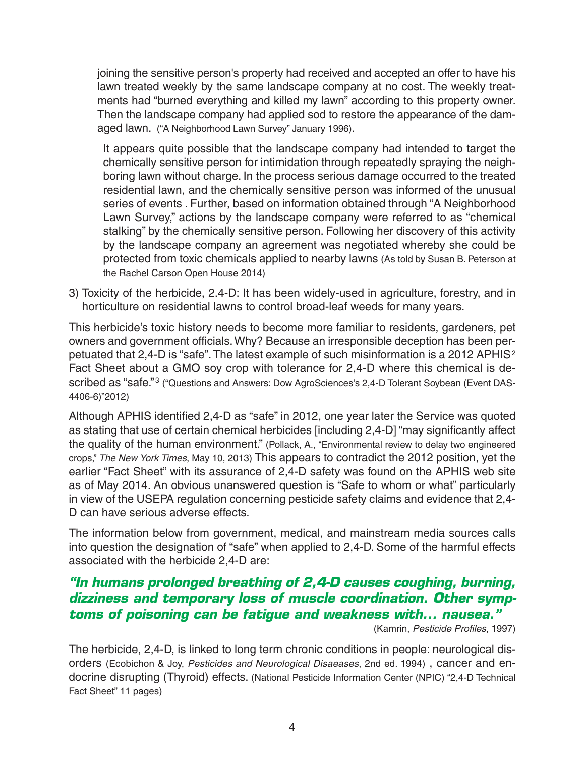joining the sensitive person's property had received and accepted an offer to have his lawn treated weekly by the same landscape company at no cost. The weekly treatments had "burned everything and killed my lawn" according to this property owner. Then the landscape company had applied sod to restore the appearance of the damaged lawn. ("A Neighborhood Lawn Survey" January 1996).

It appears quite possible that the landscape company had intended to target the chemically sensitive person for intimidation through repeatedly spraying the neighboring lawn without charge. In the process serious damage occurred to the treated residential lawn, and the chemically sensitive person was informed of the unusual series of events . Further, based on information obtained through "A Neighborhood Lawn Survey," actions by the landscape company were referred to as "chemical stalking" by the chemically sensitive person. Following her discovery of this activity by the landscape company an agreement was negotiated whereby she could be protected from toxic chemicals applied to nearby lawns (As told by Susan B. Peterson at the Rachel Carson Open House 2014)

3) Toxicity of the herbicide, 2.4-D: It has been widely-used in agriculture, forestry, and in horticulture on residential lawns to control broad-leaf weeds for many years.

This herbicide's toxic history needs to become more familiar to residents, gardeners, pet owners and government officials. Why? Because an irresponsible deception has been perpetuated that 2,4-D is "safe". The latest example of such misinformation is a 2012 APHIS[2] Fact Sheet about a GMO soy crop with tolerance for 2,4-D where this chemical is described as "safe."[3] ("Questions and Answers: Dow AgroSciences's 2,4-D Tolerant Soybean (Event DAS-4406-6)"2012)

Although APHIS identified 2,4-D as "safe" in 2012, one year later the Service was quoted as stating that use of certain chemical herbicides [including 2,4-D] "may significantly affect the quality of the human environment." (Pollack, A., "Environmental review to delay two engineered crops," *The New York Times*, May 10, 2013) This appears to contradict the 2012 position, yet the earlier "Fact Sheet" with its assurance of 2,4-D safety was found on the APHIS web site as of May 2014. An obvious unanswered question is "Safe to whom or what" particularly in view of the USEPA regulation concerning pesticide safety claims and evidence that 2,4-D can have serious adverse effects.

The information below from government, medical, and mainstream media sources calls into question the designation of "safe" when applied to 2,4-D. Some of the harmful effects associated with the herbicide 2,4-D are:

***"In humans prolonged breathing of 2,4-D causes coughing, burning, dizziness and temporary loss of muscle coordination. Other symptoms of poisoning can be fatigue and weakness with… nausea."***

(Kamrin, *Pesticide Profiles*, 1997)

The herbicide, 2,4-D, is linked to long term chronic conditions in people: neurological disorders (Ecobichon & Joy, *Pesticides and Neurological Disaeases*, 2nd ed. 1994) , cancer and endocrine disrupting (Thyroid) effects. (National Pesticide Information Center (NPIC) "2,4-D Technical Fact Sheet" 11 pages)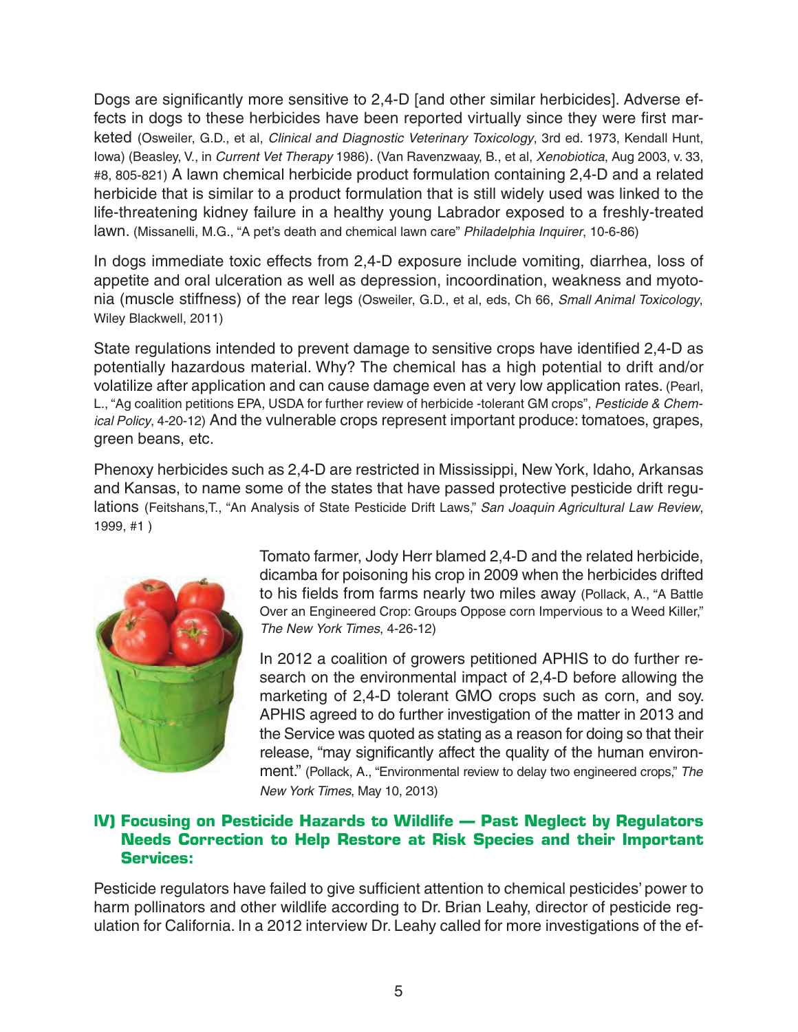Dogs are significantly more sensitive to 2,4-D [and other similar herbicides]. Adverse effects in dogs to these herbicides have been reported virtually since they were first marketed (Osweiler, G.D., et al, *Clinical and Diagnostic Veterinary Toxicology*, 3rd ed. 1973, Kendall Hunt, Iowa) (Beasley, V., in *Current Vet Therapy* 1986). (Van Ravenzwaay, B., et al, *Xenobiotica*, Aug 2003, v. 33, #8, 805-821) A lawn chemical herbicide product formulation containing 2,4-D and a related herbicide that is similar to a product formulation that is still widely used was linked to the life-threatening kidney failure in a healthy young Labrador exposed to a freshly-treated lawn. (Missanelli, M.G., "A pet's death and chemical lawn care" *Philadelphia Inquirer*, 10-6-86)

In dogs immediate toxic effects from 2,4-D exposure include vomiting, diarrhea, loss of appetite and oral ulceration as well as depression, incoordination, weakness and myotonia (muscle stiffness) of the rear legs (Osweiler, G.D., et al, eds, Ch 66, *Small Animal Toxicology*, Wiley Blackwell, 2011)

State regulations intended to prevent damage to sensitive crops have identified 2,4-D as potentially hazardous material. Why? The chemical has a high potential to drift and/or volatilize after application and can cause damage even at very low application rates. (Pearl, L., "Ag coalition petitions EPA, USDA for further review of herbicide -tolerant GM crops", *Pesticide & Chemical Policy*, 4-20-12) And the vulnerable crops represent important produce: tomatoes, grapes, green beans, etc.

Phenoxy herbicides such as 2,4-D are restricted in Mississippi, New York, Idaho, Arkansas and Kansas, to name some of the states that have passed protective pesticide drift regulations (Feitshans,T., "An Analysis of State Pesticide Drift Laws," *San Joaquin Agricultural Law Review*, 1999, #1 )

Tomato farmer, Jody Herr blamed 2,4-D and the related herbicide, dicamba for poisoning his crop in 2009 when the herbicides drifted to his fields from farms nearly two miles away (Pollack, A., "A Battle Over an Engineered Crop: Groups Oppose corn Impervious to a Weed Killer," *The New York Times*, 4-26-12)

In 2012 a coalition of growers petitioned APHIS to do further research on the environmental impact of 2,4-D before allowing the marketing of 2,4-D tolerant GMO crops such as corn, and soy. APHIS agreed to do further investigation of the matter in 2013 and the Service was quoted as stating as a reason for doing so that their release, "may significantly affect the quality of the human environment." (Pollack, A., "Environmental review to delay two engineered crops," *The New York Times*, May 10, 2013)

## IV) Focusing on Pesticide Hazards to Wildlife — Past Neglect by Regulators Needs Correction to Help Restore at Risk Species and their Important Services:

Pesticide regulators have failed to give sufficient attention to chemical pesticides' power to harm pollinators and other wildlife according to Dr. Brian Leahy, director of pesticide regulation for California. In a 2012 interview Dr. Leahy called for more investigations of the ef-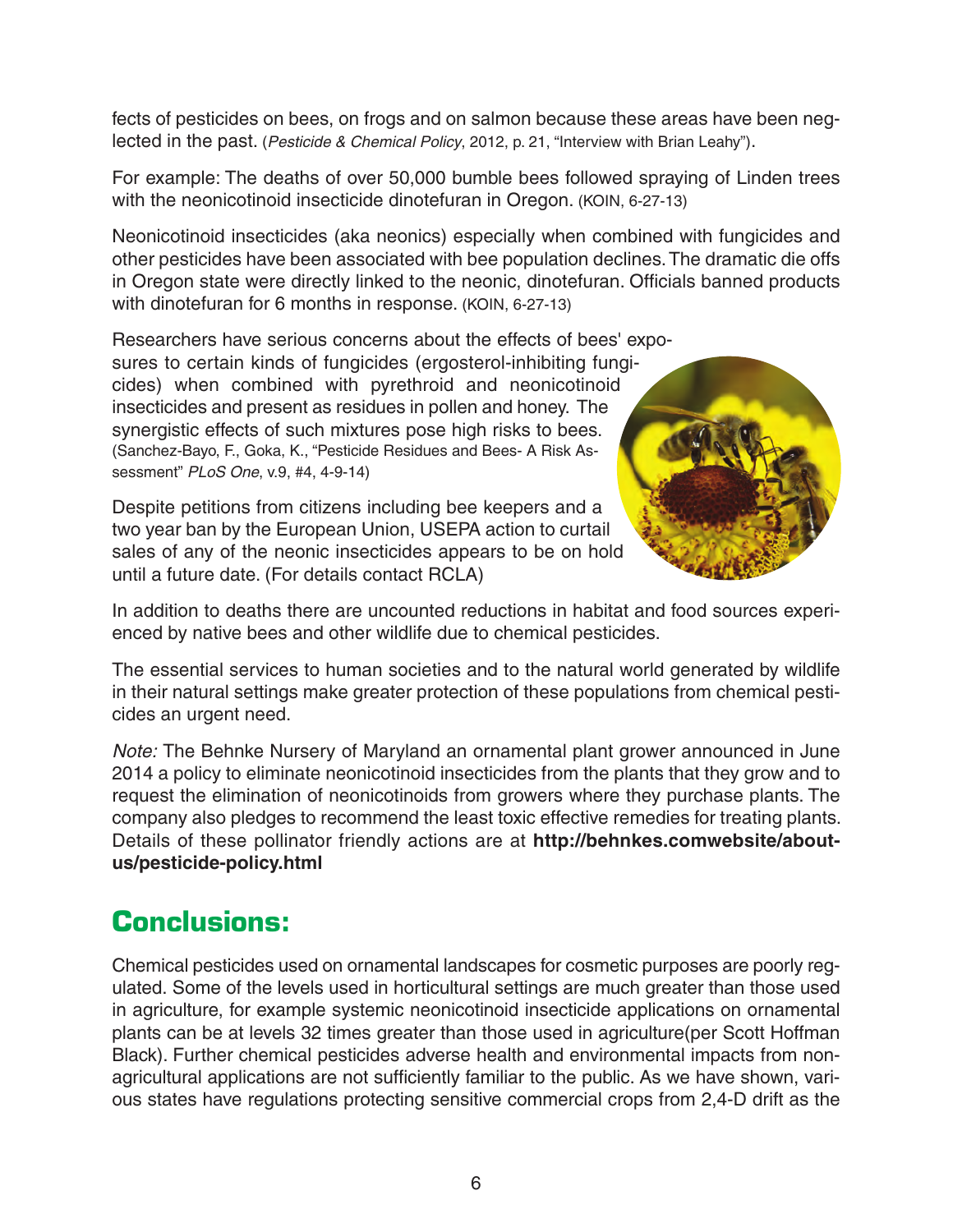fects of pesticides on bees, on frogs and on salmon because these areas have been neglected in the past. (*Pesticide & Chemical Policy*, 2012, p. 21, "Interview with Brian Leahy").

For example: The deaths of over 50,000 bumble bees followed spraying of Linden trees with the neonicotinoid insecticide dinotefuran in Oregon. (KOIN, 6-27-13)

Neonicotinoid insecticides (aka neonics) especially when combined with fungicides and other pesticides have been associated with bee population declines. The dramatic die offs in Oregon state were directly linked to the neonic, dinotefuran. Officials banned products with dinotefuran for 6 months in response. (KOIN, 6-27-13)

Researchers have serious concerns about the effects of bees' exposures to certain kinds of fungicides (ergosterol-inhibiting fungicides) when combined with pyrethroid and neonicotinoid insecticides and present as residues in pollen and honey. The synergistic effects of such mixtures pose high risks to bees. (Sanchez-Bayo, F., Goka, K., "Pesticide Residues and Bees- A Risk Assessment" *PLoS One*, v.9, #4, 4-9-14)

Despite petitions from citizens including bee keepers and a two year ban by the European Union, USEPA action to curtail sales of any of the neonic insecticides appears to be on hold until a future date. (For details contact RCLA)

In addition to deaths there are uncounted reductions in habitat and food sources experienced by native bees and other wildlife due to chemical pesticides.

The essential services to human societies and to the natural world generated by wildlife in their natural settings make greater protection of these populations from chemical pesticides an urgent need.

*Note:* The Behnke Nursery of Maryland an ornamental plant grower announced in June 2014 a policy to eliminate neonicotinoid insecticides from the plants that they grow and to request the elimination of neonicotinoids from growers where they purchase plants. The company also pledges to recommend the least toxic effective remedies for treating plants. Details of these pollinator friendly actions are at **http://behnkes.comwebsite/about-us/pesticide-policy.html**

## Conclusions:

Chemical pesticides used on ornamental landscapes for cosmetic purposes are poorly regulated. Some of the levels used in horticultural settings are much greater than those used in agriculture, for example systemic neonicotinoid insecticide applications on ornamental plants can be at levels 32 times greater than those used in agriculture(per Scott Hoffman Black). Further chemical pesticides adverse health and environmental impacts from non-agricultural applications are not sufficiently familiar to the public. As we have shown, various states have regulations protecting sensitive commercial crops from 2,4-D drift as the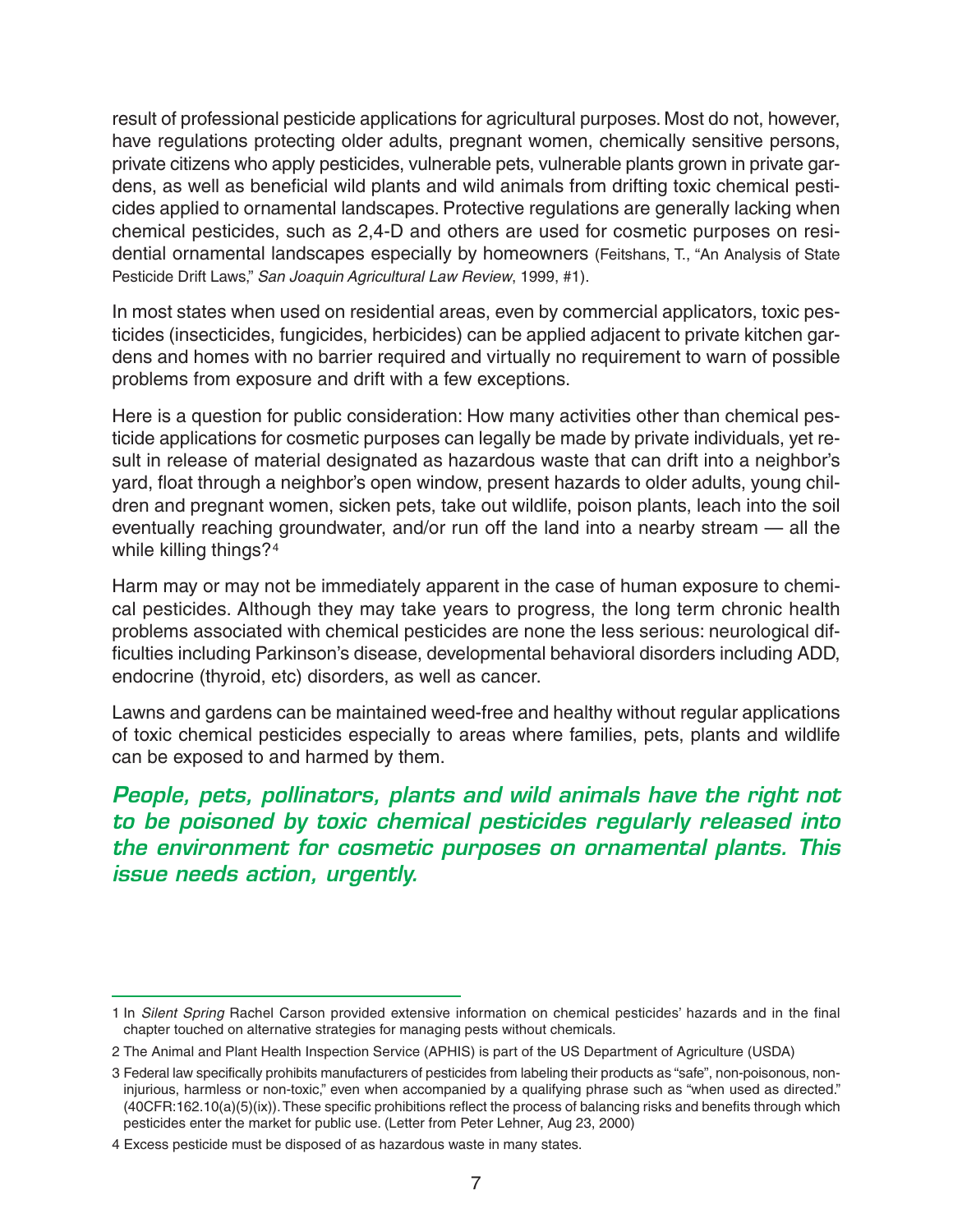result of professional pesticide applications for agricultural purposes. Most do not, however, have regulations protecting older adults, pregnant women, chemically sensitive persons, private citizens who apply pesticides, vulnerable pets, vulnerable plants grown in private gardens, as well as beneficial wild plants and wild animals from drifting toxic chemical pesticides applied to ornamental landscapes. Protective regulations are generally lacking when chemical pesticides, such as 2,4-D and others are used for cosmetic purposes on residential ornamental landscapes especially by homeowners (Feitshans, T., "An Analysis of State Pesticide Drift Laws," *San Joaquin Agricultural Law Review*, 1999, #1).

In most states when used on residential areas, even by commercial applicators, toxic pesticides (insecticides, fungicides, herbicides) can be applied adjacent to private kitchen gardens and homes with no barrier required and virtually no requirement to warn of possible problems from exposure and drift with a few exceptions.

Here is a question for public consideration: How many activities other than chemical pesticide applications for cosmetic purposes can legally be made by private individuals, yet result in release of material designated as hazardous waste that can drift into a neighbor's yard, float through a neighbor's open window, present hazards to older adults, young children and pregnant women, sicken pets, take out wildlife, poison plants, leach into the soil eventually reaching groundwater, and/or run off the land into a nearby stream — all the while killing things?[4]

Harm may or may not be immediately apparent in the case of human exposure to chemical pesticides. Although they may take years to progress, the long term chronic health problems associated with chemical pesticides are none the less serious: neurological difficulties including Parkinson's disease, developmental behavioral disorders including ADD, endocrine (thyroid, etc) disorders, as well as cancer.

Lawns and gardens can be maintained weed-free and healthy without regular applications of toxic chemical pesticides especially to areas where families, pets, plants and wildlife can be exposed to and harmed by them.

***People, pets, pollinators, plants and wild animals have the right not to be poisoned by toxic chemical pesticides regularly released into the environment for cosmetic purposes on ornamental plants. This issue needs action, urgently.***

---

1 In *Silent Spring* Rachel Carson provided extensive information on chemical pesticides' hazards and in the final chapter touched on alternative strategies for managing pests without chemicals.

2 The Animal and Plant Health Inspection Service (APHIS) is part of the US Department of Agriculture (USDA)

3 Federal law specifically prohibits manufacturers of pesticides from labeling their products as "safe", non-poisonous, non-injurious, harmless or non-toxic," even when accompanied by a qualifying phrase such as "when used as directed." (40CFR:162.10(a)(5)(ix)). These specific prohibitions reflect the process of balancing risks and benefits through which pesticides enter the market for public use. (Letter from Peter Lehner, Aug 23, 2000)

4 Excess pesticide must be disposed of as hazardous waste in many states.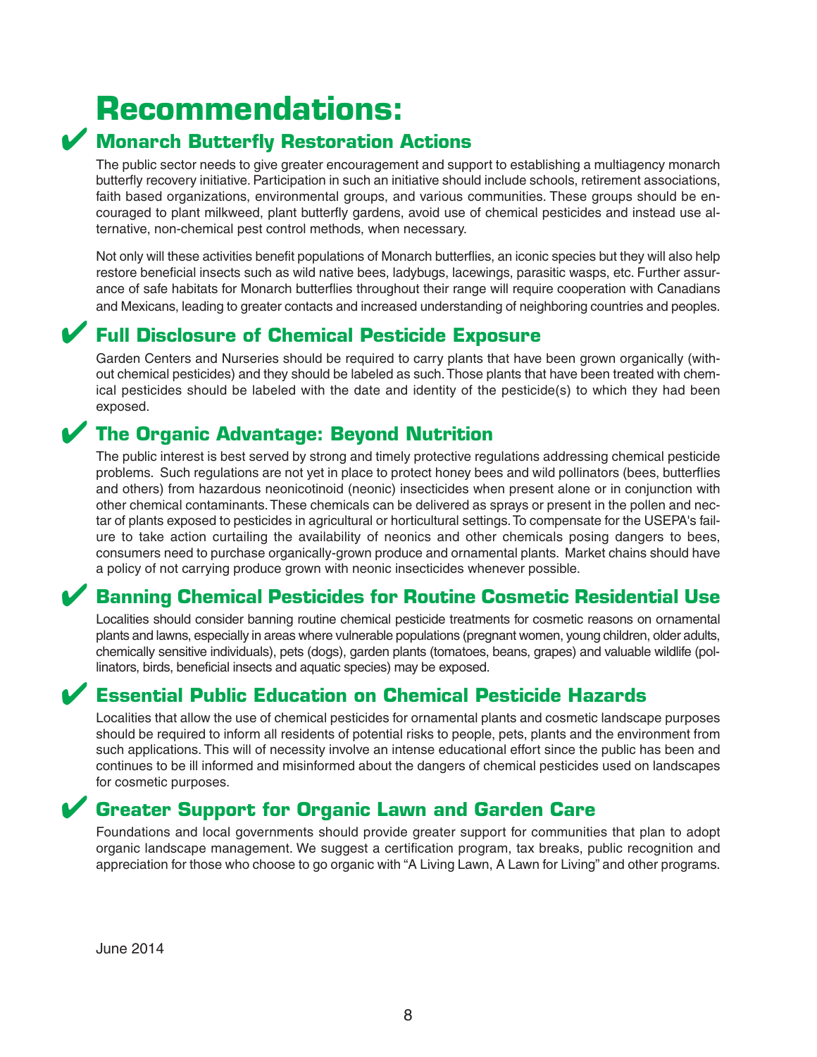# Recommendations:

## ✔ Monarch Butterfly Restoration Actions

The public sector needs to give greater encouragement and support to establishing a multiagency monarch butterfly recovery initiative. Participation in such an initiative should include schools, retirement associations, faith based organizations, environmental groups, and various communities. These groups should be encouraged to plant milkweed, plant butterfly gardens, avoid use of chemical pesticides and instead use alternative, non-chemical pest control methods, when necessary.

Not only will these activities benefit populations of Monarch butterflies, an iconic species but they will also help restore beneficial insects such as wild native bees, ladybugs, lacewings, parasitic wasps, etc. Further assurance of safe habitats for Monarch butterflies throughout their range will require cooperation with Canadians and Mexicans, leading to greater contacts and increased understanding of neighboring countries and peoples.

## ✔ Full Disclosure of Chemical Pesticide Exposure

Garden Centers and Nurseries should be required to carry plants that have been grown organically (without chemical pesticides) and they should be labeled as such. Those plants that have been treated with chemical pesticides should be labeled with the date and identity of the pesticide(s) to which they had been exposed.

## ✔ The Organic Advantage: Beyond Nutrition

The public interest is best served by strong and timely protective regulations addressing chemical pesticide problems. Such regulations are not yet in place to protect honey bees and wild pollinators (bees, butterflies and others) from hazardous neonicotinoid (neonic) insecticides when present alone or in conjunction with other chemical contaminants. These chemicals can be delivered as sprays or present in the pollen and nectar of plants exposed to pesticides in agricultural or horticultural settings. To compensate for the USEPA's failure to take action curtailing the availability of neonics and other chemicals posing dangers to bees, consumers need to purchase organically-grown produce and ornamental plants. Market chains should have a policy of not carrying produce grown with neonic insecticides whenever possible.

## ✔ Banning Chemical Pesticides for Routine Cosmetic Residential Use

Localities should consider banning routine chemical pesticide treatments for cosmetic reasons on ornamental plants and lawns, especially in areas where vulnerable populations (pregnant women, young children, older adults, chemically sensitive individuals), pets (dogs), garden plants (tomatoes, beans, grapes) and valuable wildlife (pollinators, birds, beneficial insects and aquatic species) may be exposed.

## ✔ Essential Public Education on Chemical Pesticide Hazards

Localities that allow the use of chemical pesticides for ornamental plants and cosmetic landscape purposes should be required to inform all residents of potential risks to people, pets, plants and the environment from such applications. This will of necessity involve an intense educational effort since the public has been and continues to be ill informed and misinformed about the dangers of chemical pesticides used on landscapes for cosmetic purposes.

## ✔ Greater Support for Organic Lawn and Garden Care

Foundations and local governments should provide greater support for communities that plan to adopt organic landscape management. We suggest a certification program, tax breaks, public recognition and appreciation for those who choose to go organic with "A Living Lawn, A Lawn for Living" and other programs.

June 2014